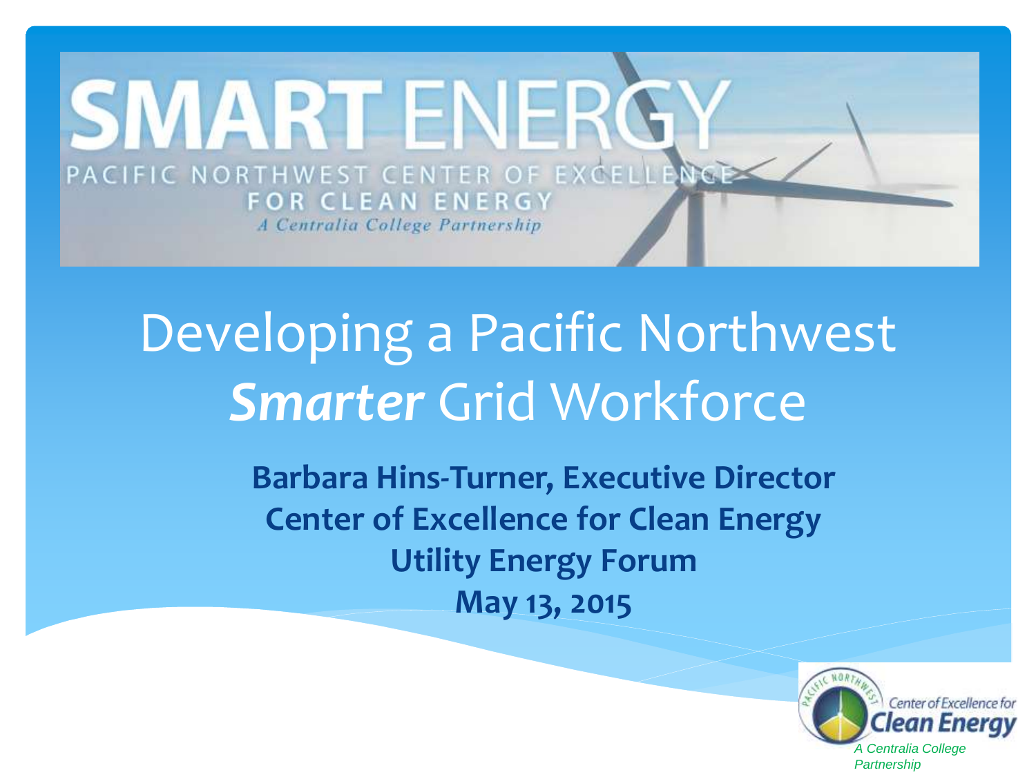# SMART ENERGY

PACIFIC NORTHWEST CENTER OF EXCELLENCE FOR CLEAN ENERGY

*A Centralia College Partnership*

# Developing a Pacific Northwest ***Smarter*** Grid Workforce

**Barbara Hins-Turner, Executive Director**
**Center of Excellence for Clean Energy**
**Utility Energy Forum**
**May 13, 2015**

Pacific Northwest Center of Excellence for Clean Energy

*A Centralia College Partnership*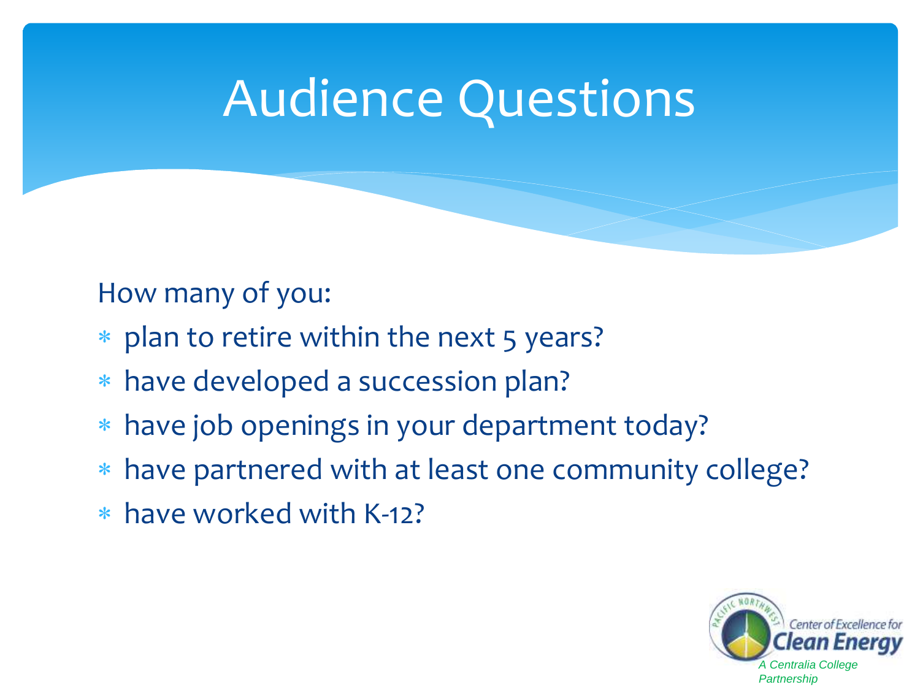# Audience Questions

How many of you:

* plan to retire within the next 5 years?
* have developed a succession plan?
* have job openings in your department today?
* have partnered with at least one community college?
* have worked with K-12?

Pacific Northwest Center of Excellence for Clean Energy

*A Centralia College Partnership*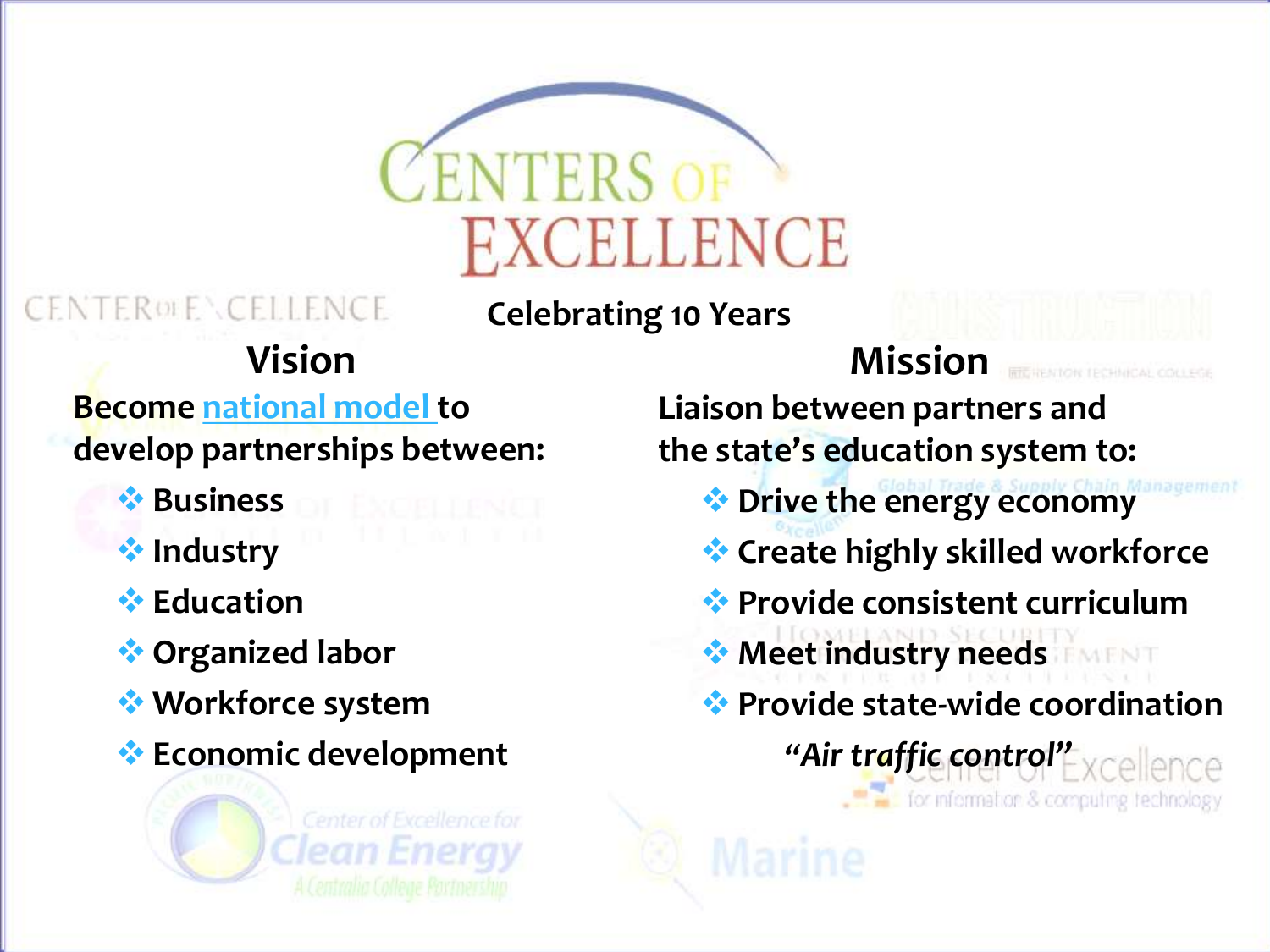# Centers of Excellence

Celebrating 10 Years

## Vision

Become national model to develop partnerships between:

- Business
- Industry
- Education
- Organized labor
- Workforce system
- Economic development

## Mission

Liaison between partners and the state's education system to:

- Drive the energy economy
- Create highly skilled workforce
- Provide consistent curriculum
- Meet industry needs
- Provide state-wide coordination

*"Air traffic control"*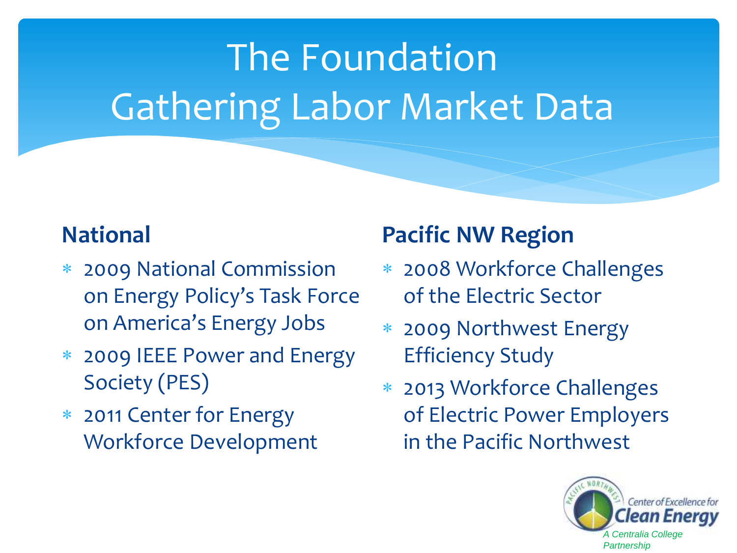# The Foundation
# Gathering Labor Market Data

## National

- 2009 National Commission on Energy Policy's Task Force on America's Energy Jobs
- 2009 IEEE Power and Energy Society (PES)
- 2011 Center for Energy Workforce Development

## Pacific NW Region

- 2008 Workforce Challenges of the Electric Sector
- 2009 Northwest Energy Efficiency Study
- 2013 Workforce Challenges of Electric Power Employers in the Pacific Northwest

Pacific Northwest Center of Excellence for Clean Energy

*A Centralia College Partnership*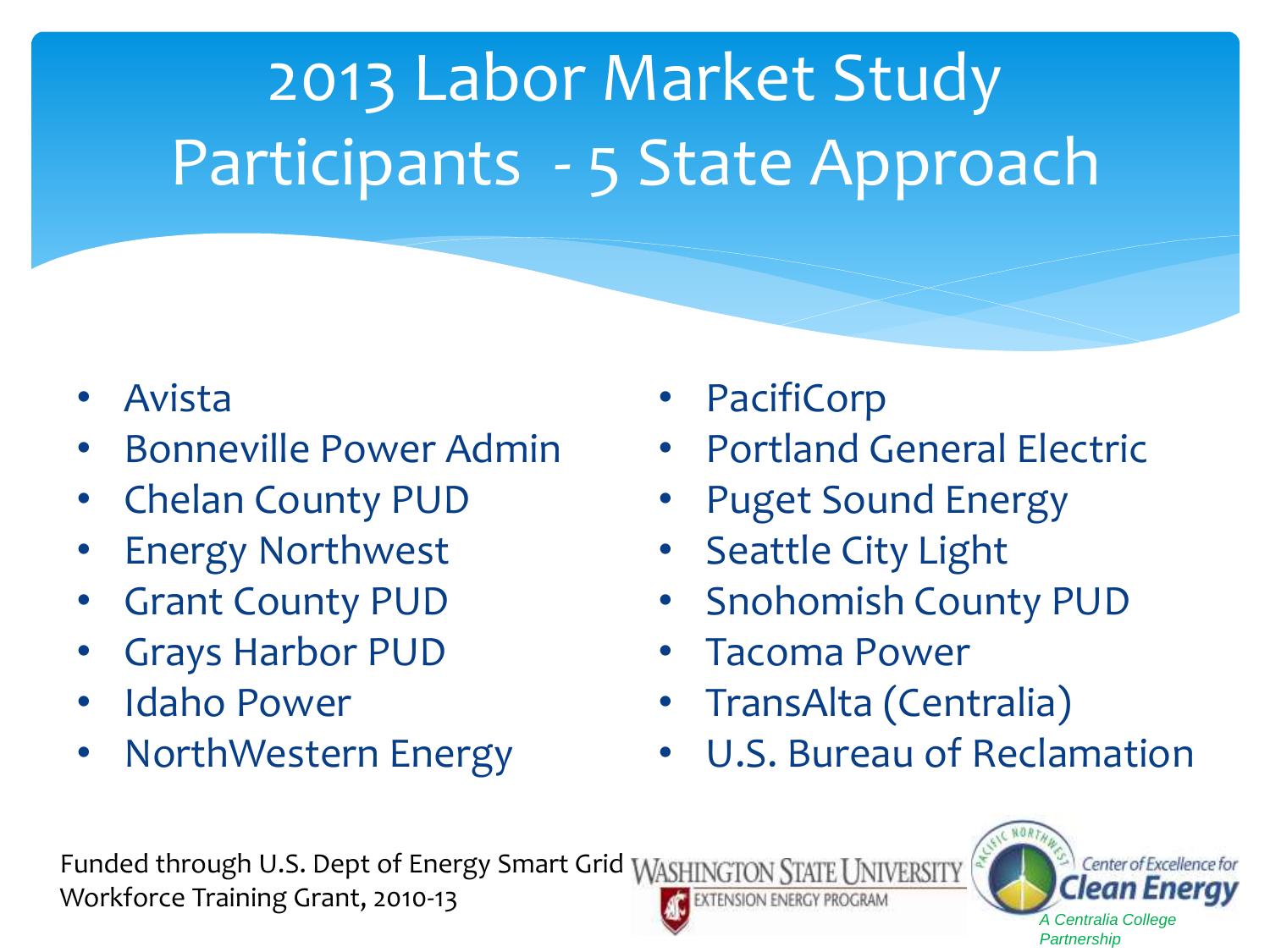# 2013 Labor Market Study Participants - 5 State Approach

- Avista
- Bonneville Power Admin
- Chelan County PUD
- Energy Northwest
- Grant County PUD
- Grays Harbor PUD
- Idaho Power
- NorthWestern Energy
- PacifiCorp
- Portland General Electric
- Puget Sound Energy
- Seattle City Light
- Snohomish County PUD
- Tacoma Power
- TransAlta (Centralia)
- U.S. Bureau of Reclamation

Funded through U.S. Dept of Energy Smart Grid Workforce Training Grant, 2010-13

Washington State University Extension Energy Program

Pacific Northwest Center of Excellence for Clean Energy

*A Centralia College Partnership*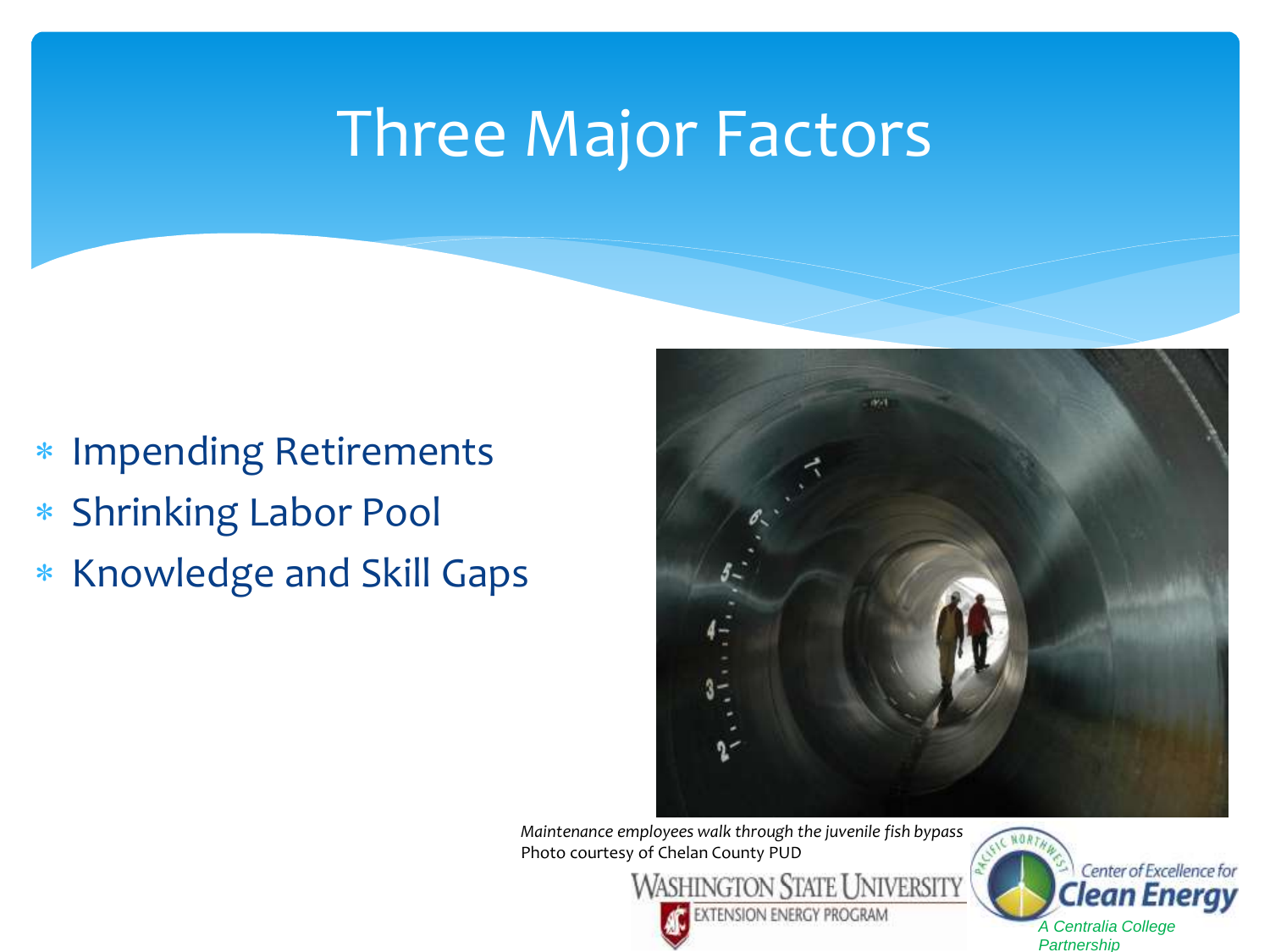# Three Major Factors

- Impending Retirements
- Shrinking Labor Pool
- Knowledge and Skill Gaps

*Maintenance employees walk through the juvenile fish bypass*
Photo courtesy of Chelan County PUD

Washington State University Extension Energy Program

Pacific Northwest Center of Excellence for Clean Energy
*A Centralia College Partnership*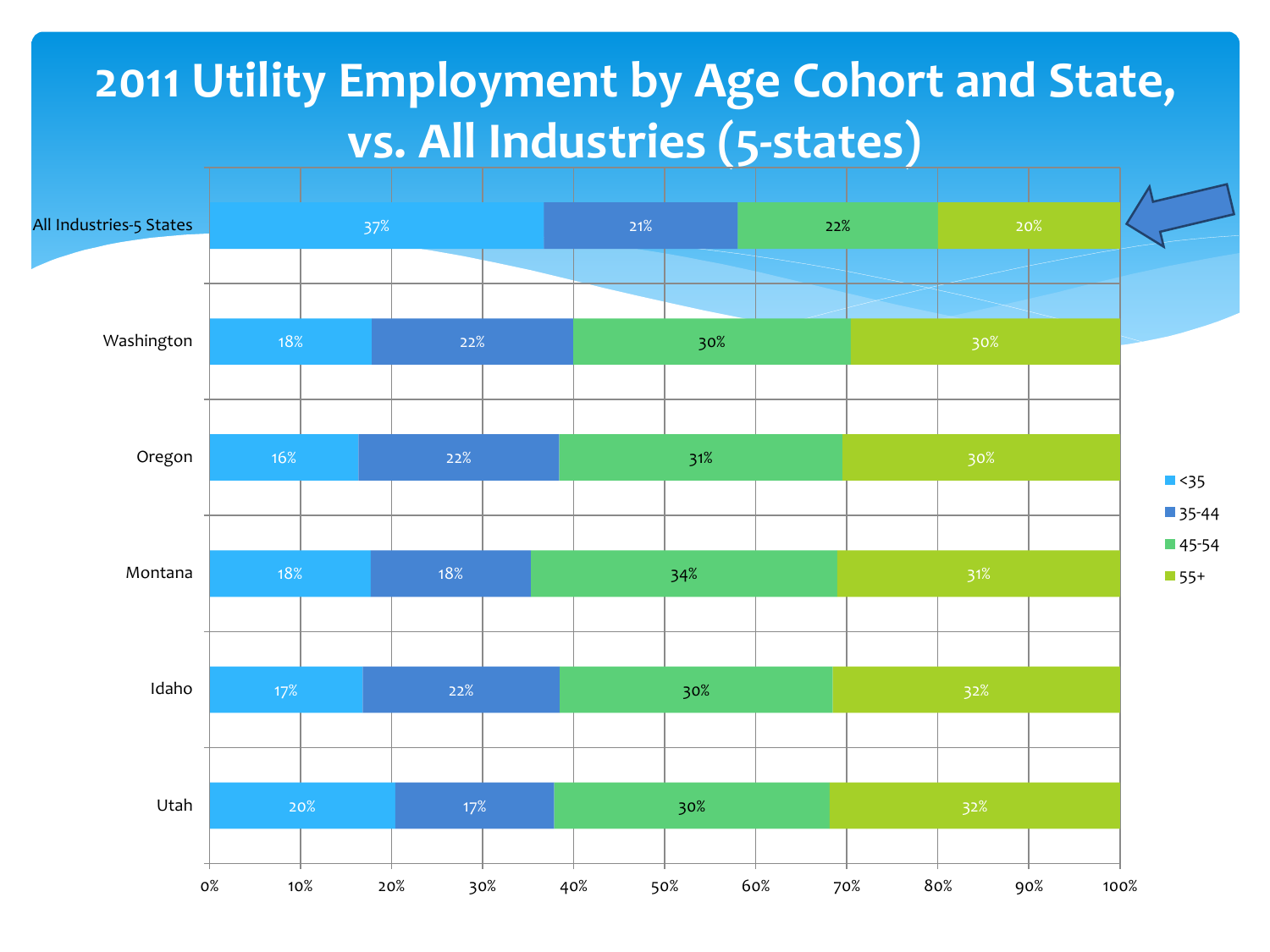# 2011 Utility Employment by Age Cohort and State, vs. All Industries (5-states)

| | <35 | 35-44 | 45-54 | 55+ |
|---|---|---|---|---|
| All Industries-5 States | 37% | 21% | 22% | 20% |
| Washington | 18% | 22% | 30% | 30% |
| Oregon | 16% | 22% | 31% | 30% |
| Montana | 18% | 18% | 34% | 31% |
| Idaho | 17% | 22% | 30% | 32% |
| Utah | 20% | 17% | 30% | 32% |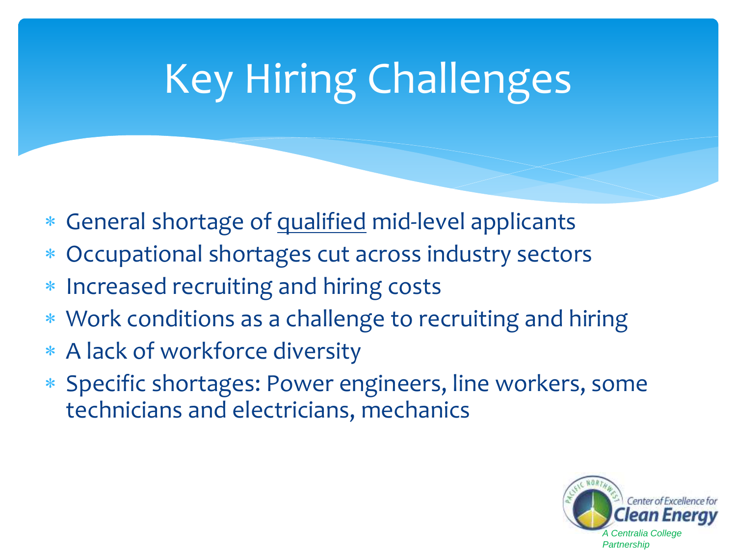# Key Hiring Challenges

- General shortage of <u>qualified</u> mid-level applicants
- Occupational shortages cut across industry sectors
- Increased recruiting and hiring costs
- Work conditions as a challenge to recruiting and hiring
- A lack of workforce diversity
- Specific shortages: Power engineers, line workers, some technicians and electricians, mechanics

Pacific Northwest Center of Excellence for Clean Energy

*A Centralia College Partnership*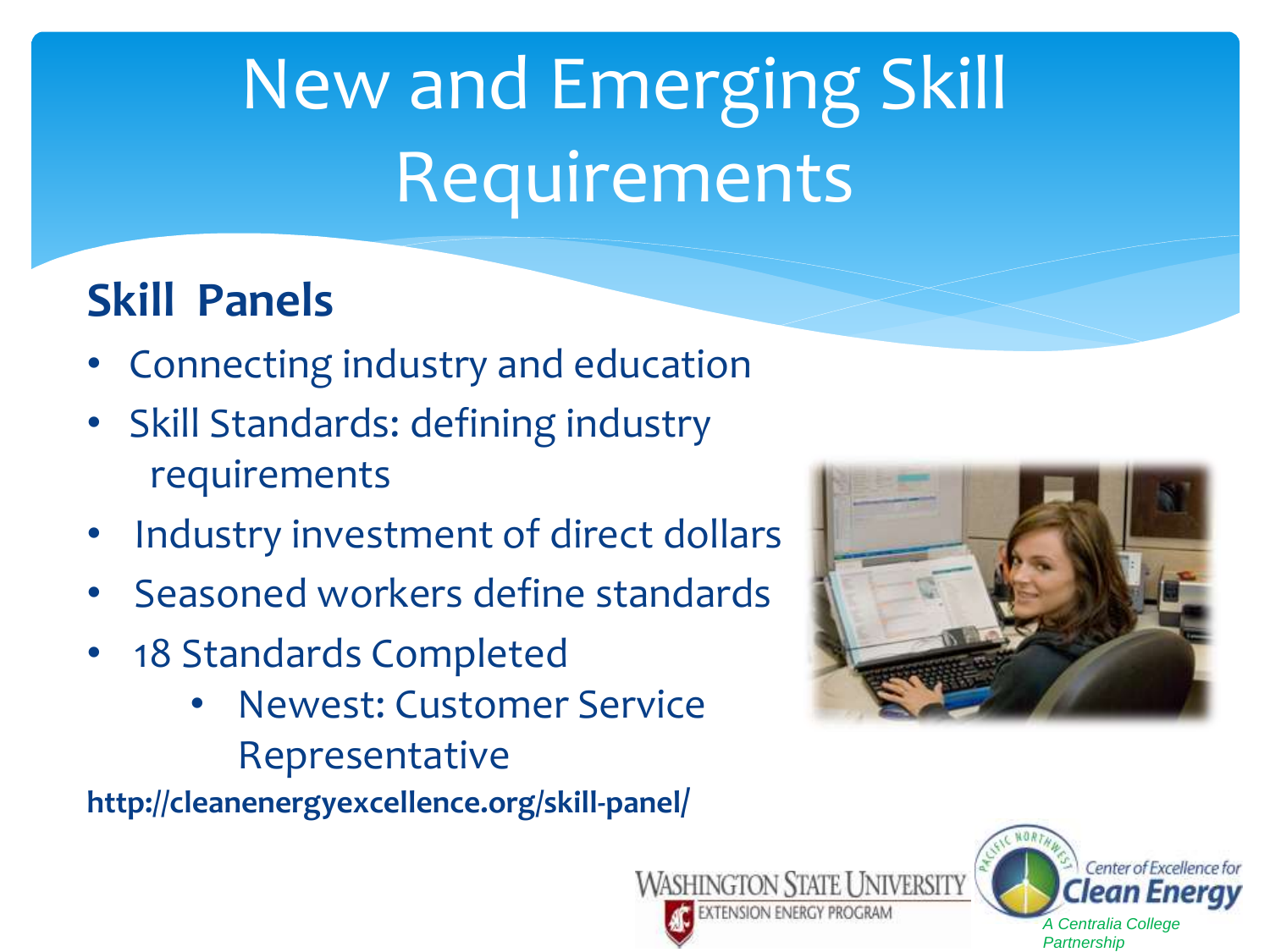# New and Emerging Skill Requirements

## Skill Panels

- Connecting industry and education
- Skill Standards: defining industry requirements
- Industry investment of direct dollars
- Seasoned workers define standards
- 18 Standards Completed
  - Newest: Customer Service Representative

**http://cleanenergyexcellence.org/skill-panel/**

Washington State University Extension Energy Program

Pacific Northwest Center of Excellence for Clean Energy

*A Centralia College Partnership*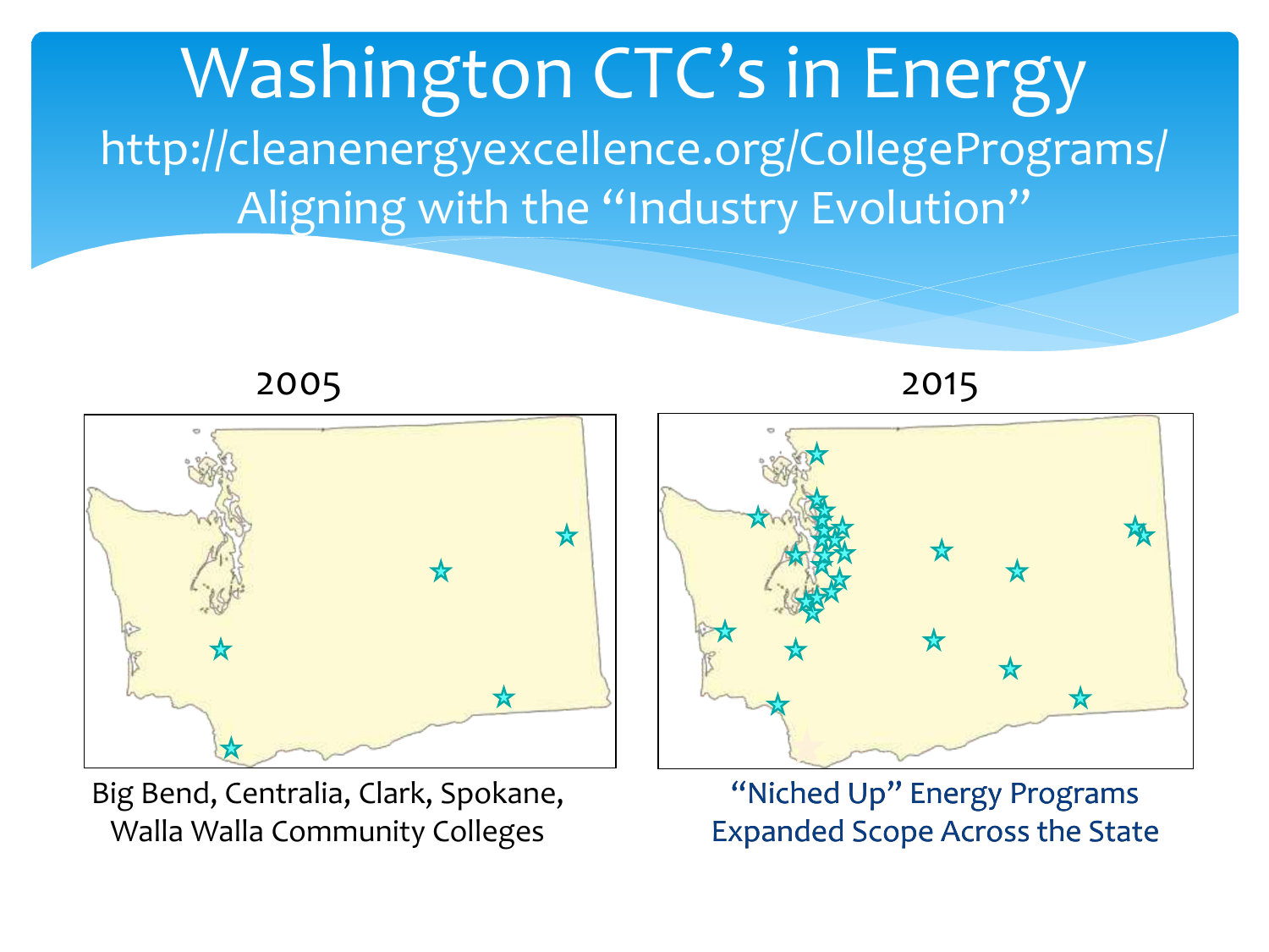# Washington CTC's in Energy

http://cleanenergyexcellence.org/CollegePrograms/

Aligning with the "Industry Evolution"

2005

Big Bend, Centralia, Clark, Spokane, Walla Walla Community Colleges

2015

"Niched Up" Energy Programs Expanded Scope Across the State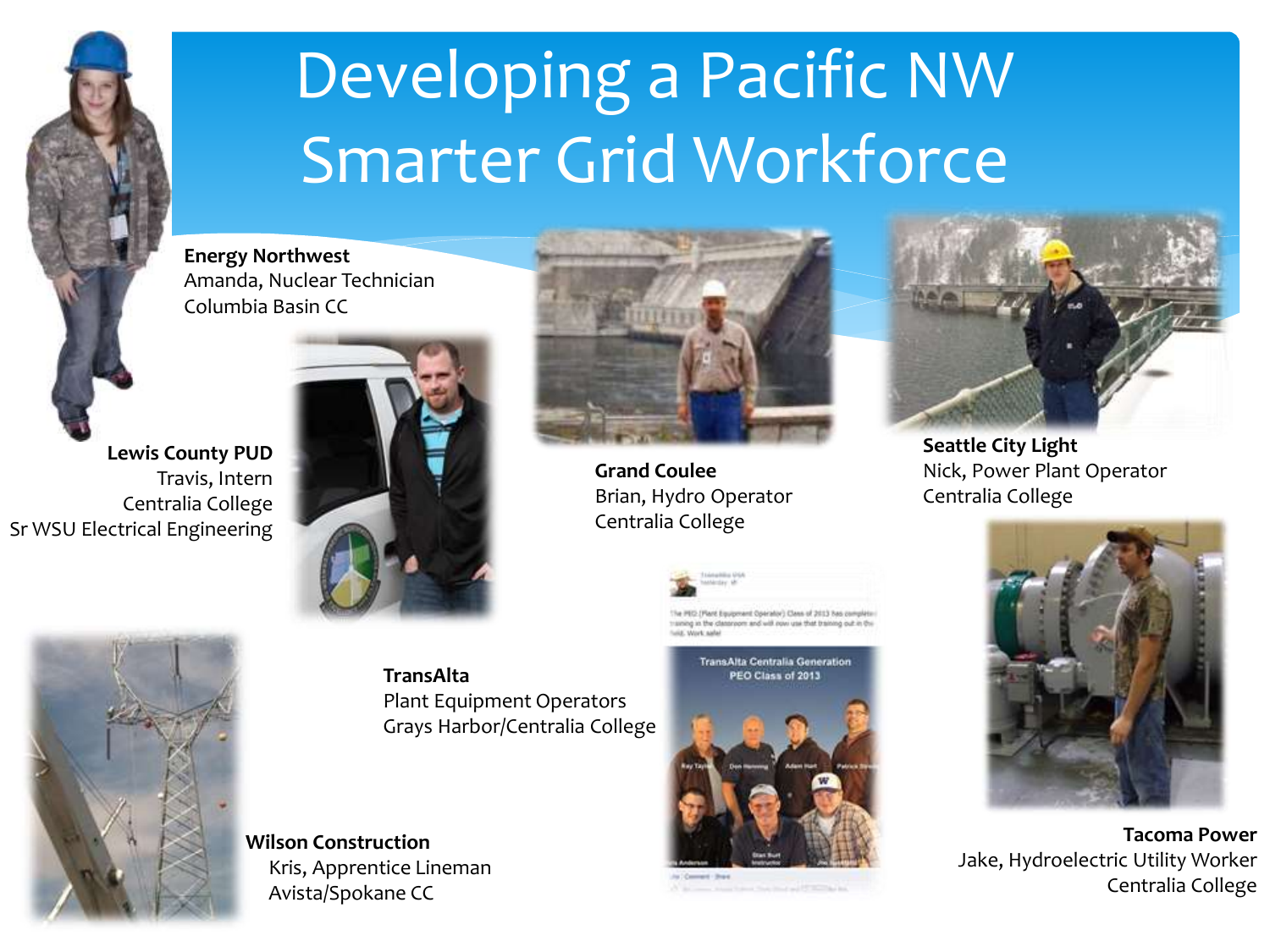# Developing a Pacific NW Smarter Grid Workforce

**Energy Northwest**
Amanda, Nuclear Technician
Columbia Basin CC

**Lewis County PUD**
Travis, Intern
Centralia College
Sr WSU Electrical Engineering

**Grand Coulee**
Brian, Hydro Operator
Centralia College

**Seattle City Light**
Nick, Power Plant Operator
Centralia College

**TransAlta**
Plant Equipment Operators
Grays Harbor/Centralia College

**Wilson Construction**
Kris, Apprentice Lineman
Avista/Spokane CC

**Tacoma Power**
Jake, Hydroelectric Utility Worker
Centralia College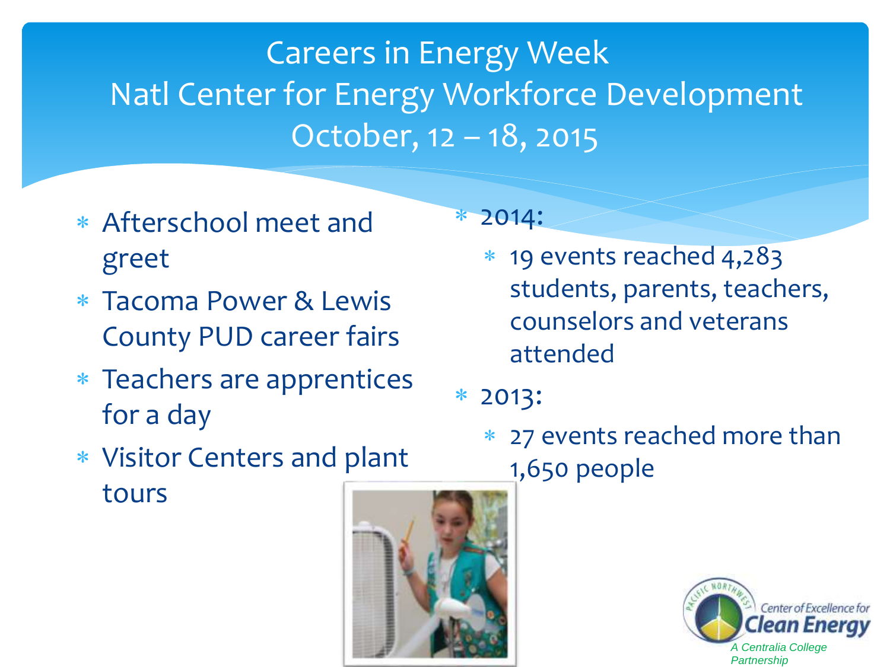# Careers in Energy Week
# Natl Center for Energy Workforce Development
# October, 12 – 18, 2015

- Afterschool meet and greet
- Tacoma Power & Lewis County PUD career fairs
- Teachers are apprentices for a day
- Visitor Centers and plant tours

- 2014:
  - 19 events reached 4,283 students, parents, teachers, counselors and veterans attended
- 2013:
  - 27 events reached more than 1,650 people

Pacific Northwest Center of Excellence for Clean Energy

*A Centralia College Partnership*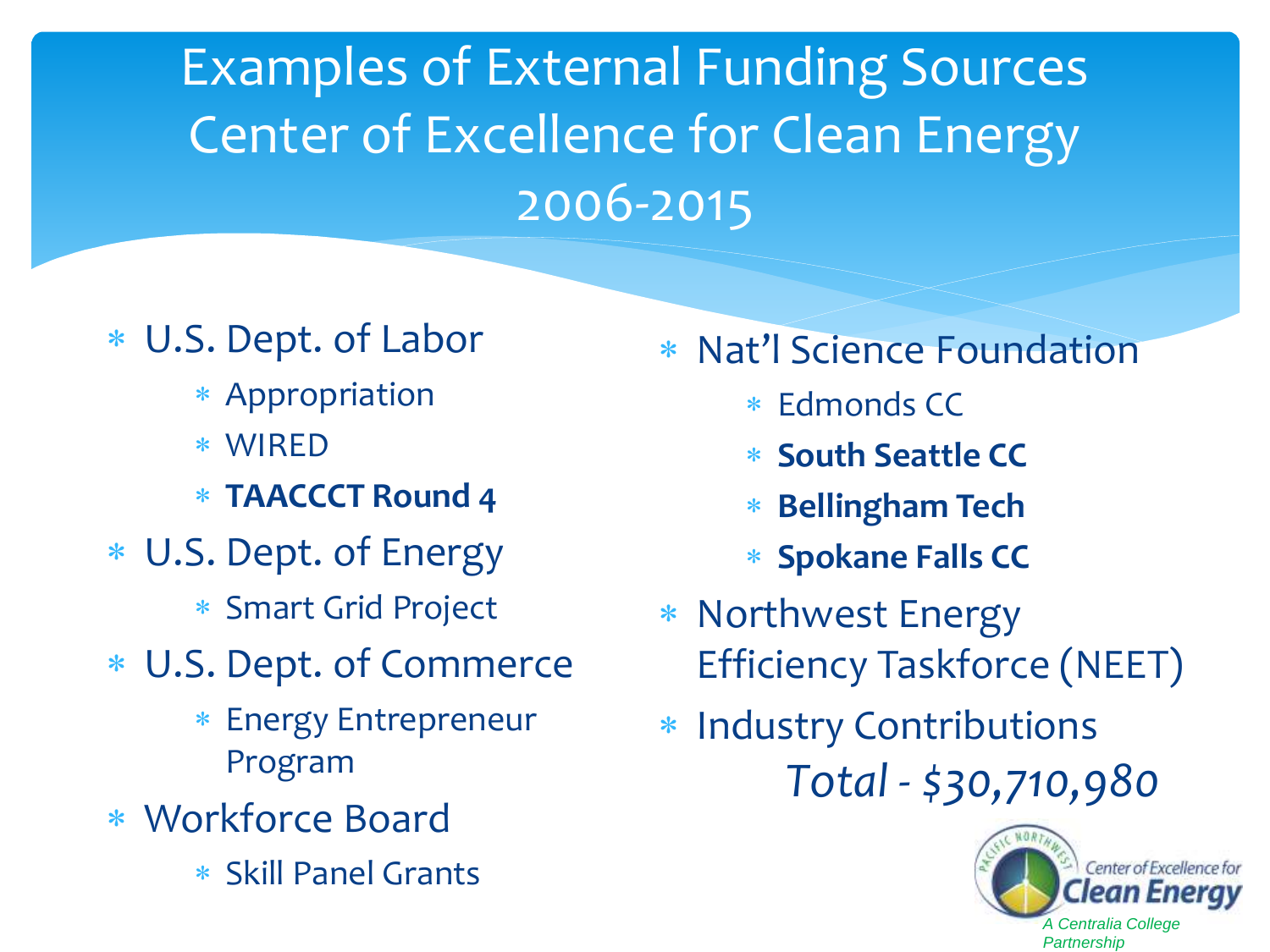# Examples of External Funding Sources Center of Excellence for Clean Energy 2006-2015

- U.S. Dept. of Labor
  - Appropriation
  - WIRED
  - **TAACCCT Round 4**
- U.S. Dept. of Energy
  - Smart Grid Project
- U.S. Dept. of Commerce
  - Energy Entrepreneur Program
- Workforce Board
  - Skill Panel Grants
- Nat'l Science Foundation
  - Edmonds CC
  - **South Seattle CC**
  - **Bellingham Tech**
  - **Spokane Falls CC**
- Northwest Energy Efficiency Taskforce (NEET)
- Industry Contributions

*Total - $30,710,980*

Pacific Northwest Center of Excellence for Clean Energy

A Centralia College Partnership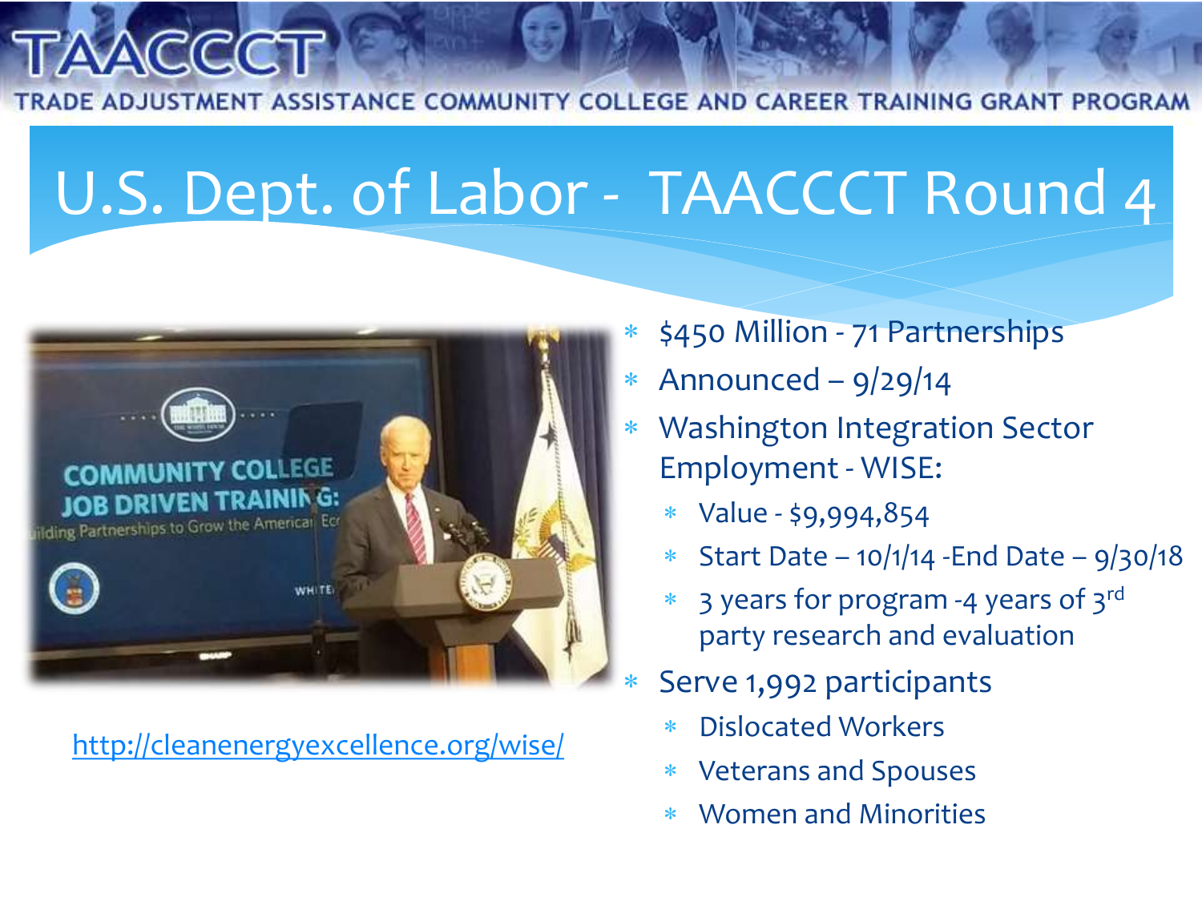TAACCCT

TRADE ADJUSTMENT ASSISTANCE COMMUNITY COLLEGE AND CAREER TRAINING GRANT PROGRAM

# U.S. Dept. of Labor - TAACCCT Round 4

http://cleanenergyexcellence.org/wise/

- $450 Million - 71 Partnerships
- Announced – 9/29/14
- Washington Integration Sector Employment - WISE:
  - Value - $9,994,854
  - Start Date – 10/1/14 -End Date – 9/30/18
  - 3 years for program -4 years of 3rd party research and evaluation
- Serve 1,992 participants
  - Dislocated Workers
  - Veterans and Spouses
  - Women and Minorities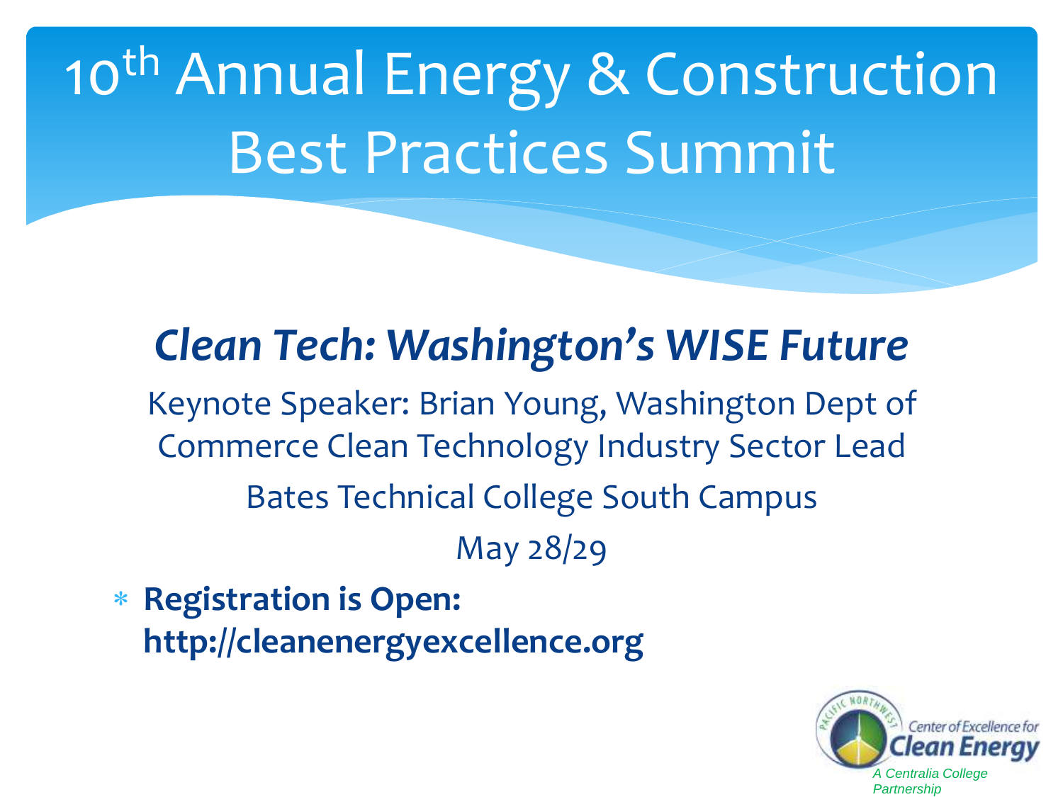# 10th Annual Energy & Construction Best Practices Summit

## *Clean Tech: Washington's WISE Future*

Keynote Speaker: Brian Young, Washington Dept of Commerce Clean Technology Industry Sector Lead

Bates Technical College South Campus

May 28/29

- **Registration is Open: http://cleanenergyexcellence.org**

Pacific Northwest Center of Excellence for Clean Energy

*A Centralia College Partnership*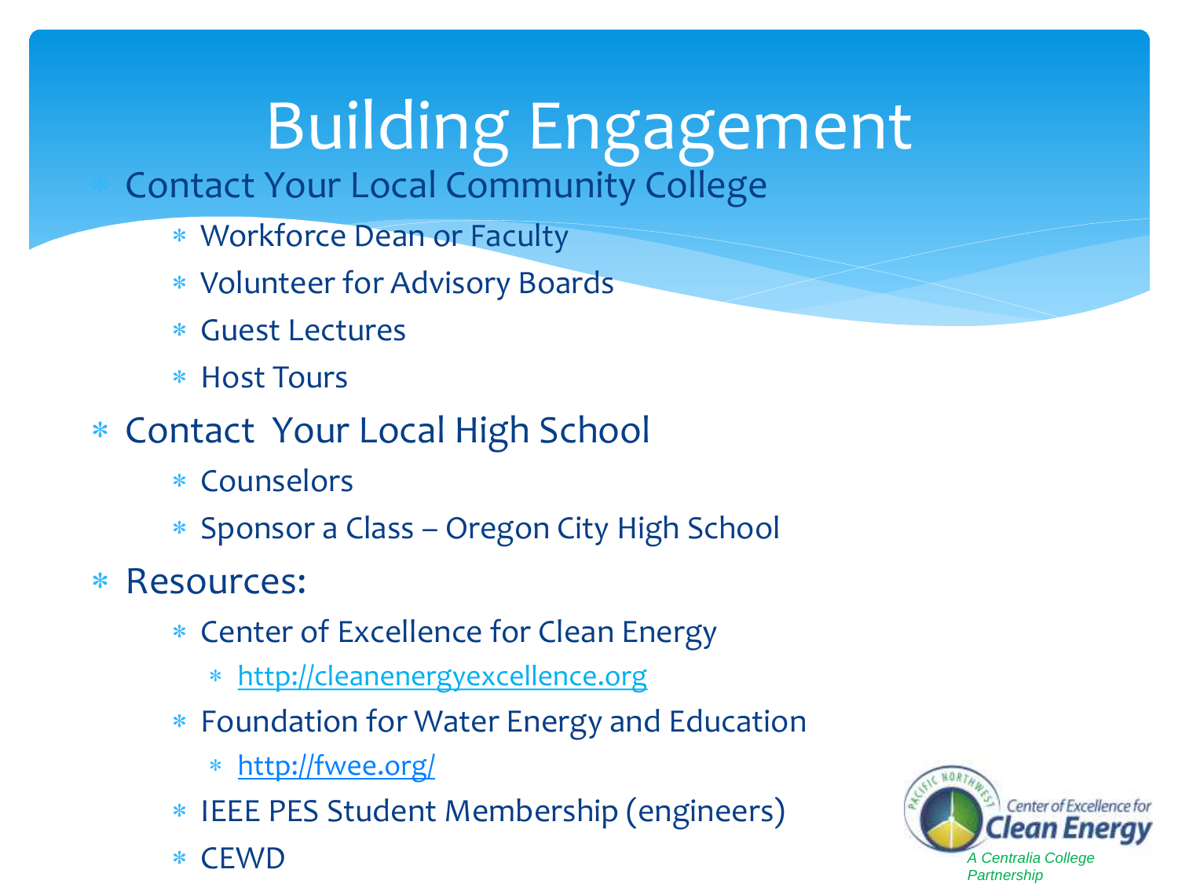# Building Engagement

- Contact Your Local Community College
  - Workforce Dean or Faculty
  - Volunteer for Advisory Boards
  - Guest Lectures
  - Host Tours
- Contact Your Local High School
  - Counselors
  - Sponsor a Class – Oregon City High School
- Resources:
  - Center of Excellence for Clean Energy
    - http://cleanenergyexcellence.org
  - Foundation for Water Energy and Education
    - http://fwee.org/
  - IEEE PES Student Membership (engineers)
  - CEWD

Pacific Northwest Center of Excellence for Clean Energy

*A Centralia College Partnership*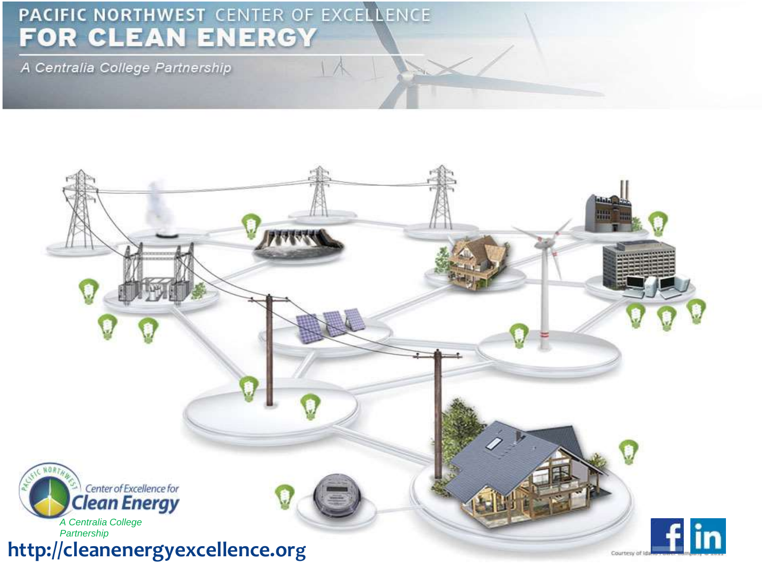# PACIFIC NORTHWEST CENTER OF EXCELLENCE FOR CLEAN ENERGY

*A Centralia College Partnership*

Center of Excellence for Clean Energy

*A Centralia College Partnership*

**http://cleanenergyexcellence.org**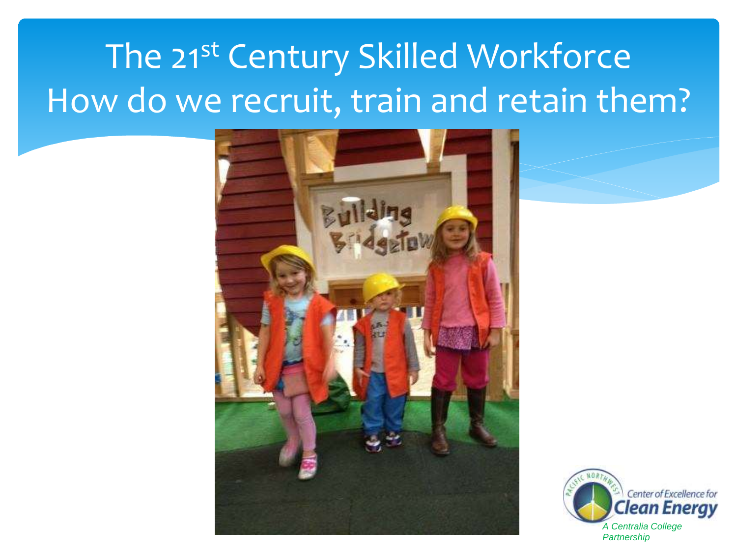# The 21$^{st}$ Century Skilled Workforce
# How do we recruit, train and retain them?

Center of Excellence for **Clean Energy**

*A Centralia College Partnership*